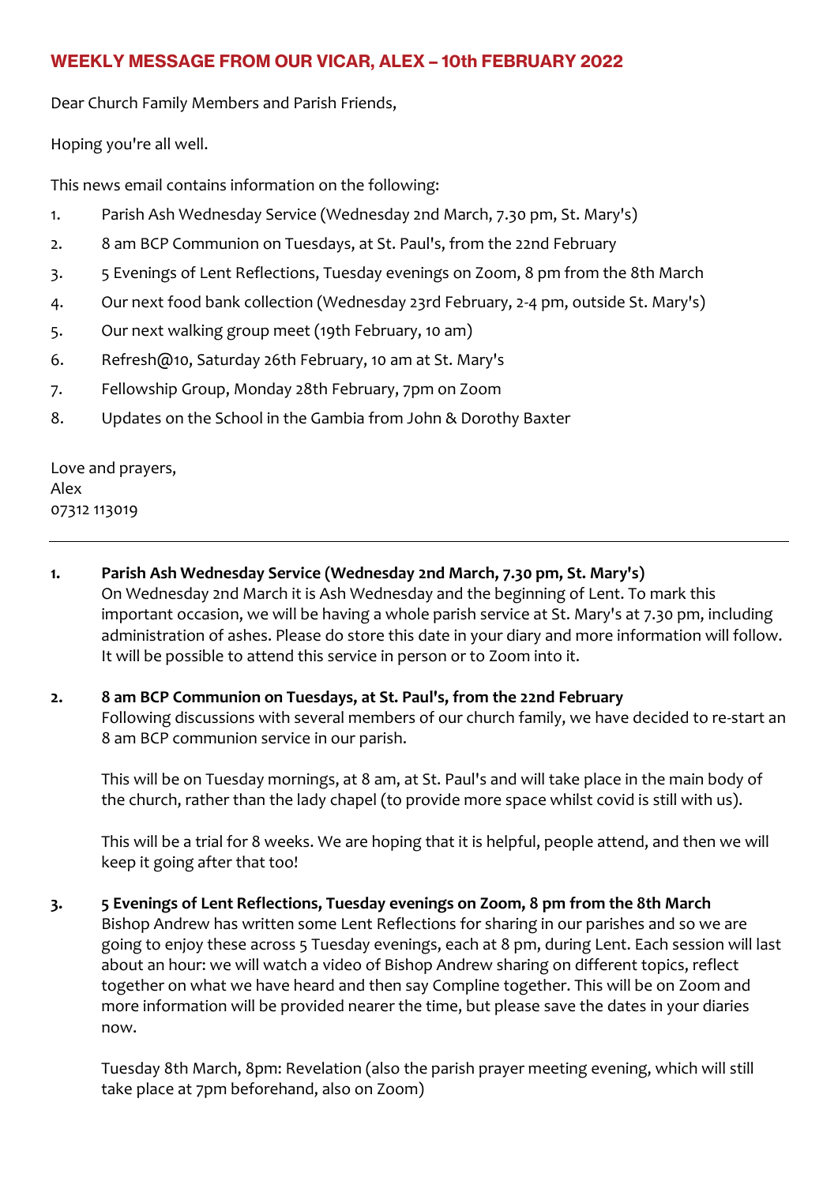## WEEKLY MESSAGE FROM OUR VICAR, ALEX – 10th FEBRUARY 2022

Dear Church Family Members and Parish Friends,

Hoping you're all well.

This news email contains information on the following:

1. Parish Ash Wednesday Service (Wednesday 2nd March, 7.30 pm, St. Mary's)
2. 8 am BCP Communion on Tuesdays, at St. Paul's, from the 22nd February
3. 5 Evenings of Lent Reflections, Tuesday evenings on Zoom, 8 pm from the 8th March
4. Our next food bank collection (Wednesday 23rd February, 2-4 pm, outside St. Mary's)
5. Our next walking group meet (19th February, 10 am)
6. Refresh@10, Saturday 26th February, 10 am at St. Mary's
7. Fellowship Group, Monday 28th February, 7pm on Zoom
8. Updates on the School in the Gambia from John & Dorothy Baxter

Love and prayers,
Alex
07312 113019

---

**1. Parish Ash Wednesday Service (Wednesday 2nd March, 7.30 pm, St. Mary's)**

On Wednesday 2nd March it is Ash Wednesday and the beginning of Lent. To mark this important occasion, we will be having a whole parish service at St. Mary's at 7.30 pm, including administration of ashes. Please do store this date in your diary and more information will follow. It will be possible to attend this service in person or to Zoom into it.

**2. 8 am BCP Communion on Tuesdays, at St. Paul's, from the 22nd February**

Following discussions with several members of our church family, we have decided to re-start an 8 am BCP communion service in our parish.

This will be on Tuesday mornings, at 8 am, at St. Paul's and will take place in the main body of the church, rather than the lady chapel (to provide more space whilst covid is still with us).

This will be a trial for 8 weeks. We are hoping that it is helpful, people attend, and then we will keep it going after that too!

**3. 5 Evenings of Lent Reflections, Tuesday evenings on Zoom, 8 pm from the 8th March**

Bishop Andrew has written some Lent Reflections for sharing in our parishes and so we are going to enjoy these across 5 Tuesday evenings, each at 8 pm, during Lent. Each session will last about an hour: we will watch a video of Bishop Andrew sharing on different topics, reflect together on what we have heard and then say Compline together. This will be on Zoom and more information will be provided nearer the time, but please save the dates in your diaries now.

Tuesday 8th March, 8pm: Revelation (also the parish prayer meeting evening, which will still take place at 7pm beforehand, also on Zoom)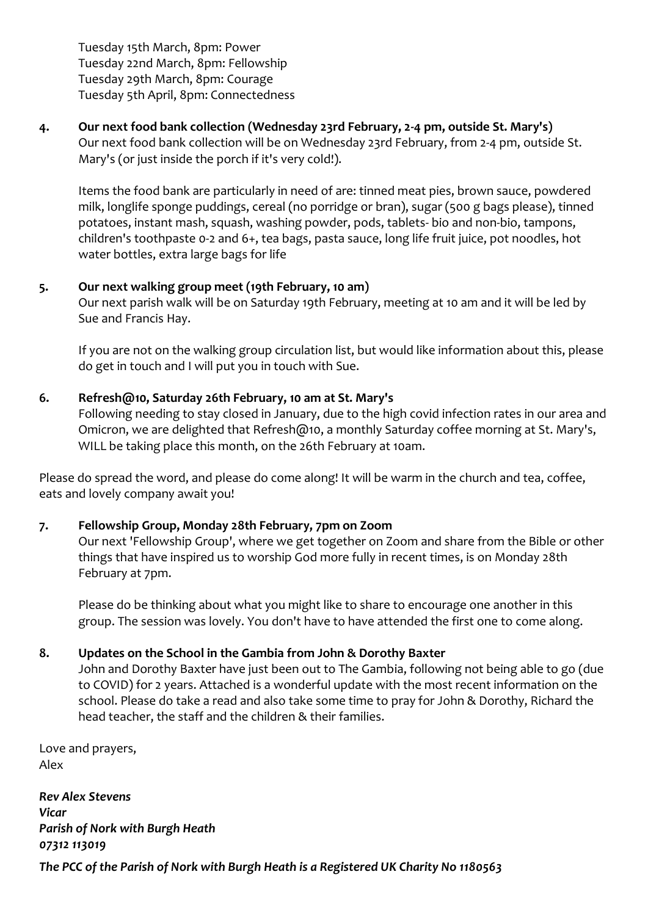Tuesday 15th March, 8pm: Power
Tuesday 22nd March, 8pm: Fellowship
Tuesday 29th March, 8pm: Courage
Tuesday 5th April, 8pm: Connectedness

**4. Our next food bank collection (Wednesday 23rd February, 2-4 pm, outside St. Mary's)**

Our next food bank collection will be on Wednesday 23rd February, from 2-4 pm, outside St. Mary's (or just inside the porch if it's very cold!).

Items the food bank are particularly in need of are: tinned meat pies, brown sauce, powdered milk, longlife sponge puddings, cereal (no porridge or bran), sugar (500 g bags please), tinned potatoes, instant mash, squash, washing powder, pods, tablets- bio and non-bio, tampons, children's toothpaste 0-2 and 6+, tea bags, pasta sauce, long life fruit juice, pot noodles, hot water bottles, extra large bags for life

**5. Our next walking group meet (19th February, 10 am)**

Our next parish walk will be on Saturday 19th February, meeting at 10 am and it will be led by Sue and Francis Hay.

If you are not on the walking group circulation list, but would like information about this, please do get in touch and I will put you in touch with Sue.

**6. Refresh@10, Saturday 26th February, 10 am at St. Mary's**

Following needing to stay closed in January, due to the high covid infection rates in our area and Omicron, we are delighted that Refresh@10, a monthly Saturday coffee morning at St. Mary's, WILL be taking place this month, on the 26th February at 10am.

Please do spread the word, and please do come along! It will be warm in the church and tea, coffee, eats and lovely company await you!

**7. Fellowship Group, Monday 28th February, 7pm on Zoom**

Our next 'Fellowship Group', where we get together on Zoom and share from the Bible or other things that have inspired us to worship God more fully in recent times, is on Monday 28th February at 7pm.

Please do be thinking about what you might like to share to encourage one another in this group. The session was lovely. You don't have to have attended the first one to come along.

**8. Updates on the School in the Gambia from John & Dorothy Baxter**

John and Dorothy Baxter have just been out to The Gambia, following not being able to go (due to COVID) for 2 years. Attached is a wonderful update with the most recent information on the school. Please do take a read and also take some time to pray for John & Dorothy, Richard the head teacher, the staff and the children & their families.

Love and prayers,
Alex

***Rev Alex Stevens***
***Vicar***
***Parish of Nork with Burgh Heath***
***07312 113019***

***The PCC of the Parish of Nork with Burgh Heath is a Registered UK Charity No 1180563***